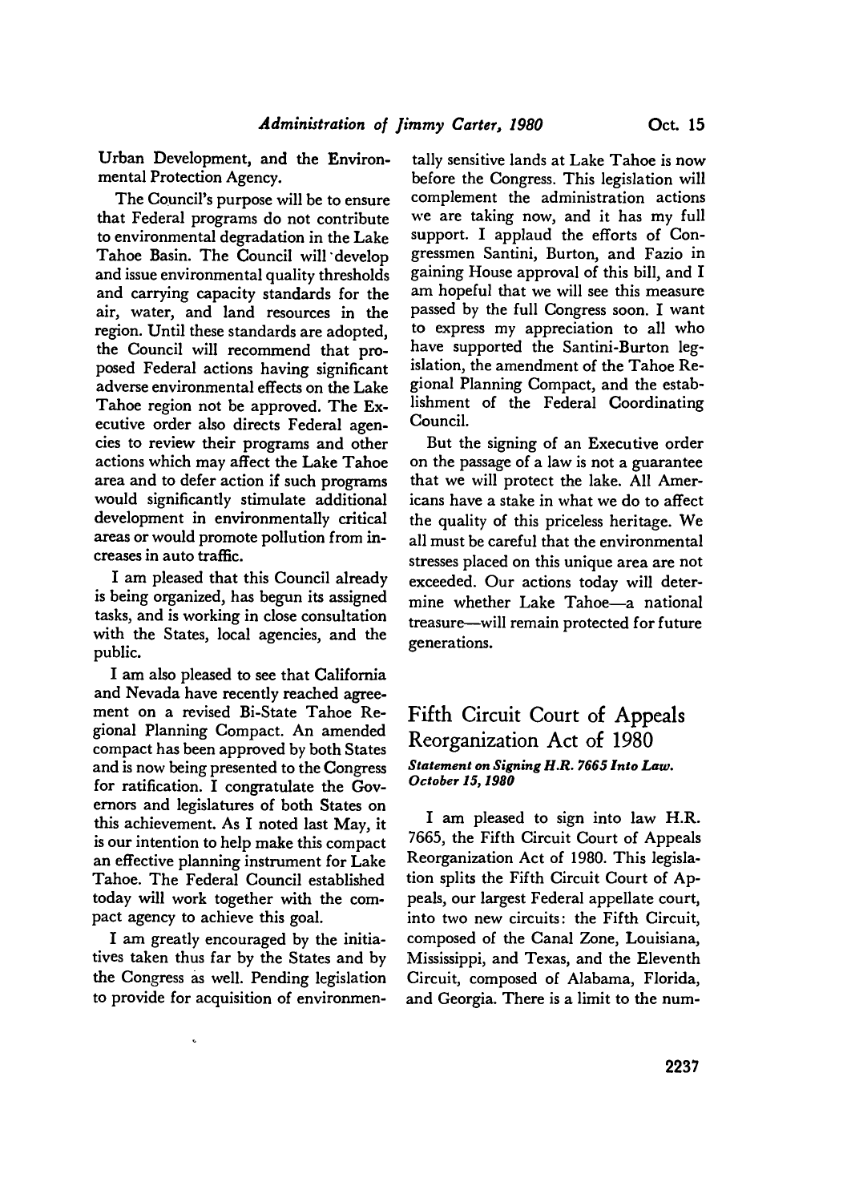Urban Development, and the Environmental Protection Agency.

The Council's purpose will be to ensure that Federal programs do not contribute to environmental degradation in the Lake Tahoe Basin. The Council will develop and issue environmental quality thresholds and carrying capacity standards for the air, water, and land resources in the region. Until these standards are adopted, the Council will recommend that proposed Federal actions having significant adverse environmental effects on the Lake Tahoe region not be approved. The Executive order also directs Federal agencies to review their programs and other actions which may affect the Lake Tahoe area and to defer action if such programs would significantly stimulate additional development in environmentally critical areas or would promote pollution from increases in auto traffic.

I am pleased that this Council already is being organized, has begun its assigned tasks, and is working in close consultation with the States, local agencies, and the public.

I am also pleased to see that California and Nevada have recently reached agreement on a revised Bi-State Tahoe Regional Planning Compact. An amended compact has been approved by both States and is now being presented to the Congress for ratification. I congratulate the Governors and legislatures of both States on this achievement. As I noted last May, it is our intention to help make this compact an effective planning instrument for Lake Tahoe. The Federal Council established today will work together with the compact agency to achieve this goal.

I am greatly encouraged by the initiatives taken thus far by the States and by the Congress as well. Pending legislation to provide for acquisition of environmentally sensitive lands at Lake Tahoe is now before the Congress. This legislation will complement the administration actions we are taking now, and it has my full support. I applaud the efforts of Congressmen Santini, Burton, and Fazio in gaining House approval of this bill, and I am hopeful that we will see this measure passed by the full Congress soon. I want to express my appreciation to all who have supported the Santini-Burton legislation, the amendment of the Tahoe Regional Planning Compact, and the establishment of the Federal Coordinating Council.

But the signing of an Executive order on the passage of a law is not a guarantee that we will protect the lake. All Americans have a stake in what we do to affect the quality of this priceless heritage. We all must be careful that the environmental stresses placed on this unique area are not exceeded. Our actions today will determine whether Lake Tahoe—a national treasure—will remain protected for future generations.

## Fifth Circuit Court of Appeals Reorganization Act of 1980

***Statement on Signing H.R. 7665 Into Law. October 15, 1980***

I am pleased to sign into law H.R. 7665, the Fifth Circuit Court of Appeals Reorganization Act of 1980. This legislation splits the Fifth Circuit Court of Appeals, our largest Federal appellate court, into two new circuits: the Fifth Circuit, composed of the Canal Zone, Louisiana, Mississippi, and Texas, and the Eleventh Circuit, composed of Alabama, Florida, and Georgia. There is a limit to the num-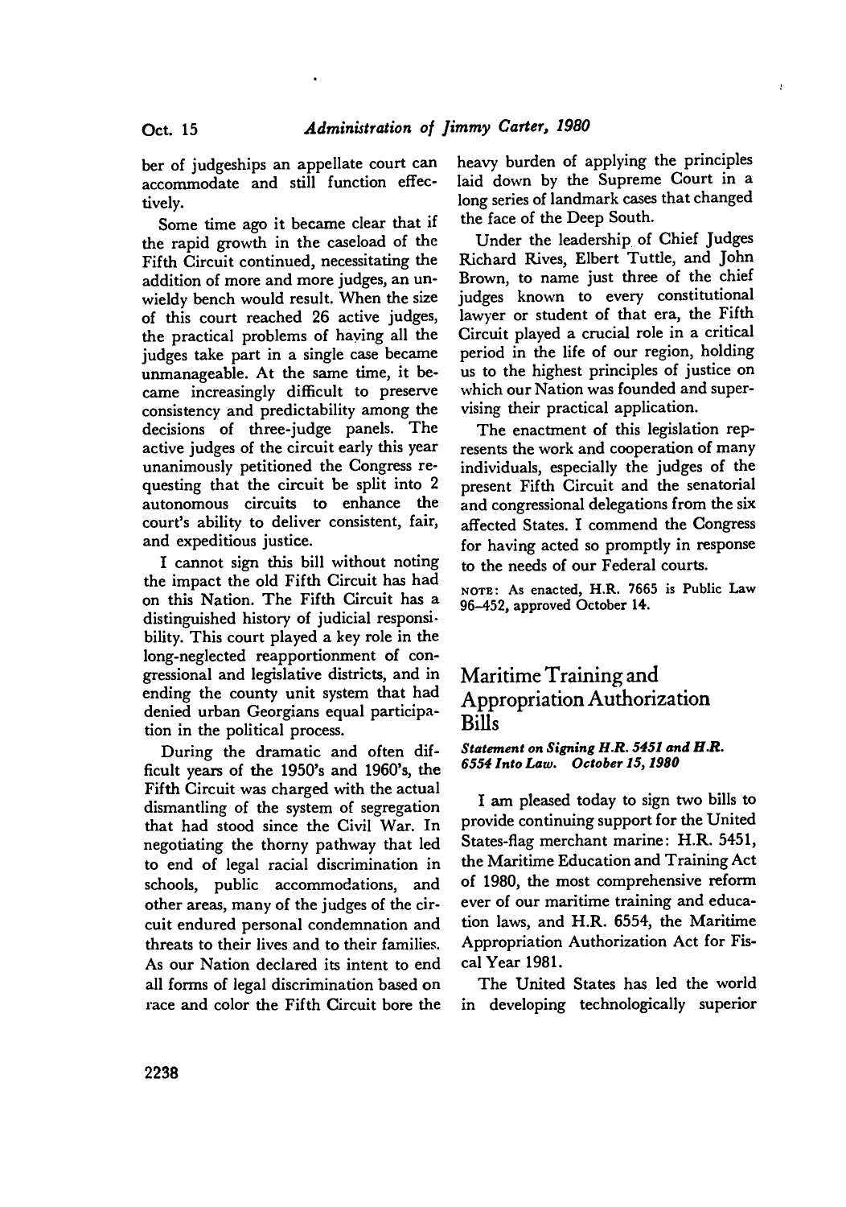ber of judgeships an appellate court can accommodate and still function effectively.

Some time ago it became clear that if the rapid growth in the caseload of the Fifth Circuit continued, necessitating the addition of more and more judges, an unwieldy bench would result. When the size of this court reached 26 active judges, the practical problems of having all the judges take part in a single case became unmanageable. At the same time, it became increasingly difficult to preserve consistency and predictability among the decisions of three-judge panels. The active judges of the circuit early this year unanimously petitioned the Congress requesting that the circuit be split into 2 autonomous circuits to enhance the court's ability to deliver consistent, fair, and expeditious justice.

I cannot sign this bill without noting the impact the old Fifth Circuit has had on this Nation. The Fifth Circuit has a distinguished history of judicial responsibility. This court played a key role in the long-neglected reapportionment of congressional and legislative districts, and in ending the county unit system that had denied urban Georgians equal participation in the political process.

During the dramatic and often difficult years of the 1950's and 1960's, the Fifth Circuit was charged with the actual dismantling of the system of segregation that had stood since the Civil War. In negotiating the thorny pathway that led to end of legal racial discrimination in schools, public accommodations, and other areas, many of the judges of the circuit endured personal condemnation and threats to their lives and to their families. As our Nation declared its intent to end all forms of legal discrimination based on race and color the Fifth Circuit bore the heavy burden of applying the principles laid down by the Supreme Court in a long series of landmark cases that changed the face of the Deep South.

Under the leadership of Chief Judges Richard Rives, Elbert Tuttle, and John Brown, to name just three of the chief judges known to every constitutional lawyer or student of that era, the Fifth Circuit played a crucial role in a critical period in the life of our region, holding us to the highest principles of justice on which our Nation was founded and supervising their practical application.

The enactment of this legislation represents the work and cooperation of many individuals, especially the judges of the present Fifth Circuit and the senatorial and congressional delegations from the six affected States. I commend the Congress for having acted so promptly in response to the needs of our Federal courts.

NOTE: As enacted, H.R. 7665 is Public Law 96-452, approved October 14.

## Maritime Training and Appropriation Authorization Bills

***Statement on Signing H.R. 5451 and H.R. 6554 Into Law. October 15, 1980***

I am pleased today to sign two bills to provide continuing support for the United States-flag merchant marine: H.R. 5451, the Maritime Education and Training Act of 1980, the most comprehensive reform ever of our maritime training and education laws, and H.R. 6554, the Maritime Appropriation Authorization Act for Fiscal Year 1981.

The United States has led the world in developing technologically superior